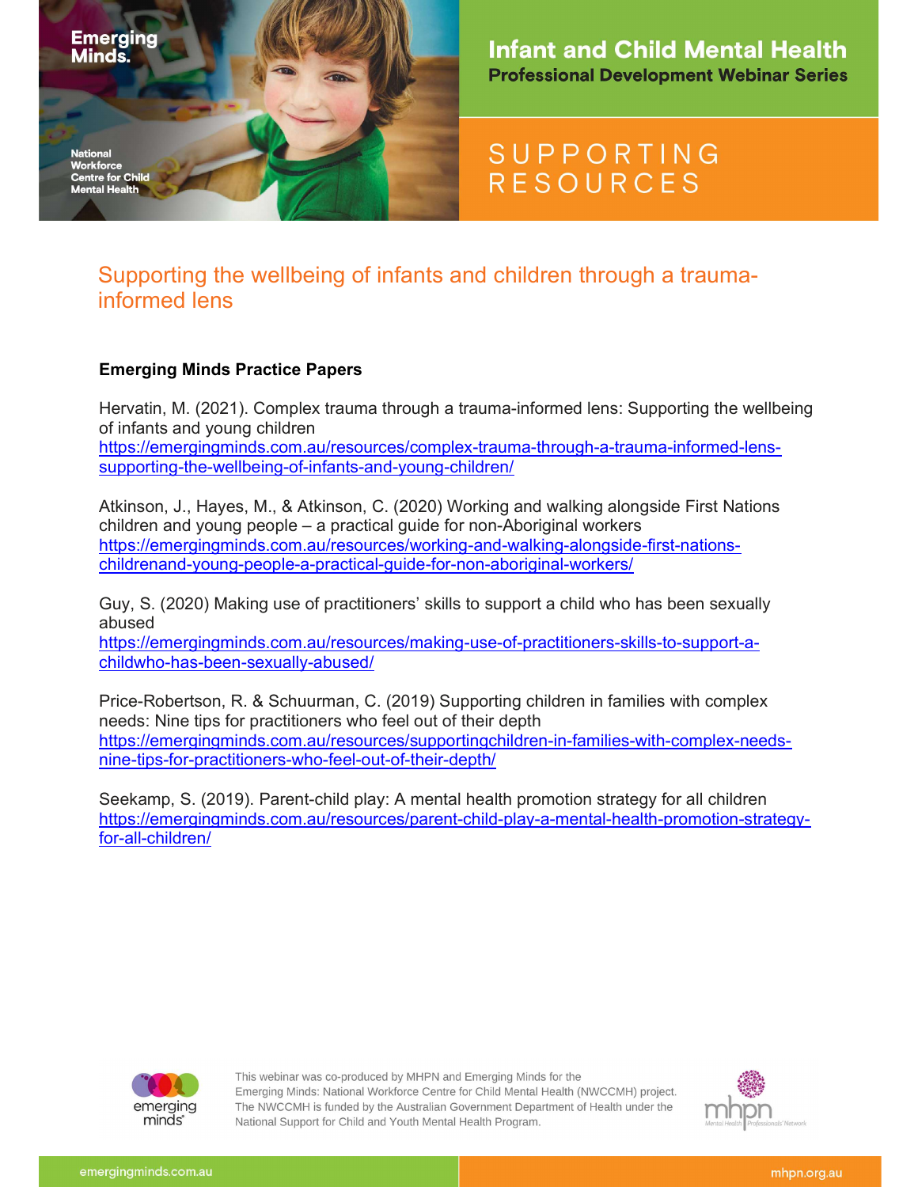Emerging Minds.

National Workforce Centre for Child Mental Health

# Infant and Child Mental Health

**Professional Development Webinar Series**

SUPPORTING RESOURCES

## Supporting the wellbeing of infants and children through a trauma-informed lens

### Emerging Minds Practice Papers

Hervatin, M. (2021). Complex trauma through a trauma-informed lens: Supporting the wellbeing of infants and young children
https://emergingminds.com.au/resources/complex-trauma-through-a-trauma-informed-lens-supporting-the-wellbeing-of-infants-and-young-children/

Atkinson, J., Hayes, M., & Atkinson, C. (2020) Working and walking alongside First Nations children and young people – a practical guide for non-Aboriginal workers
https://emergingminds.com.au/resources/working-and-walking-alongside-first-nations-childrenand-young-people-a-practical-guide-for-non-aboriginal-workers/

Guy, S. (2020) Making use of practitioners' skills to support a child who has been sexually abused
https://emergingminds.com.au/resources/making-use-of-practitioners-skills-to-support-a-childwho-has-been-sexually-abused/

Price-Robertson, R. & Schuurman, C. (2019) Supporting children in families with complex needs: Nine tips for practitioners who feel out of their depth
https://emergingminds.com.au/resources/supportingchildren-in-families-with-complex-needs-nine-tips-for-practitioners-who-feel-out-of-their-depth/

Seekamp, S. (2019). Parent-child play: A mental health promotion strategy for all children
https://emergingminds.com.au/resources/parent-child-play-a-mental-health-promotion-strategy-for-all-children/

This webinar was co-produced by MHPN and Emerging Minds for the Emerging Minds: National Workforce Centre for Child Mental Health (NWCCMH) project. The NWCCMH is funded by the Australian Government Department of Health under the National Support for Child and Youth Mental Health Program.

emergingminds.com.au

mhpn.org.au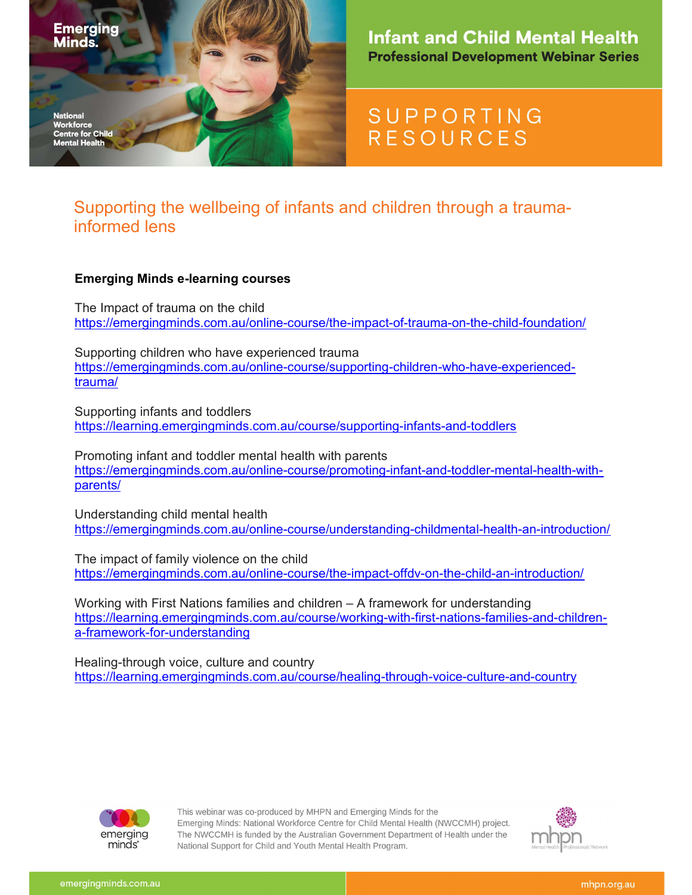# Infant and Child Mental Health

**Professional Development Webinar Series**

SUPPORTING RESOURCES

## Supporting the wellbeing of infants and children through a trauma-informed lens

### Emerging Minds e-learning courses

The Impact of trauma on the child
https://emergingminds.com.au/online-course/the-impact-of-trauma-on-the-child-foundation/

Supporting children who have experienced trauma
https://emergingminds.com.au/online-course/supporting-children-who-have-experienced-trauma/

Supporting infants and toddlers
https://learning.emergingminds.com.au/course/supporting-infants-and-toddlers

Promoting infant and toddler mental health with parents
https://emergingminds.com.au/online-course/promoting-infant-and-toddler-mental-health-with-parents/

Understanding child mental health
https://emergingminds.com.au/online-course/understanding-childmental-health-an-introduction/

The impact of family violence on the child
https://emergingminds.com.au/online-course/the-impact-offdv-on-the-child-an-introduction/

Working with First Nations families and children – A framework for understanding
https://learning.emergingminds.com.au/course/working-with-first-nations-families-and-children-a-framework-for-understanding

Healing-through voice, culture and country
https://learning.emergingminds.com.au/course/healing-through-voice-culture-and-country

This webinar was co-produced by MHPN and Emerging Minds for the Emerging Minds: National Workforce Centre for Child Mental Health (NWCCMH) project. The NWCCMH is funded by the Australian Government Department of Health under the National Support for Child and Youth Mental Health Program.

emergingminds.com.au mhpn.org.au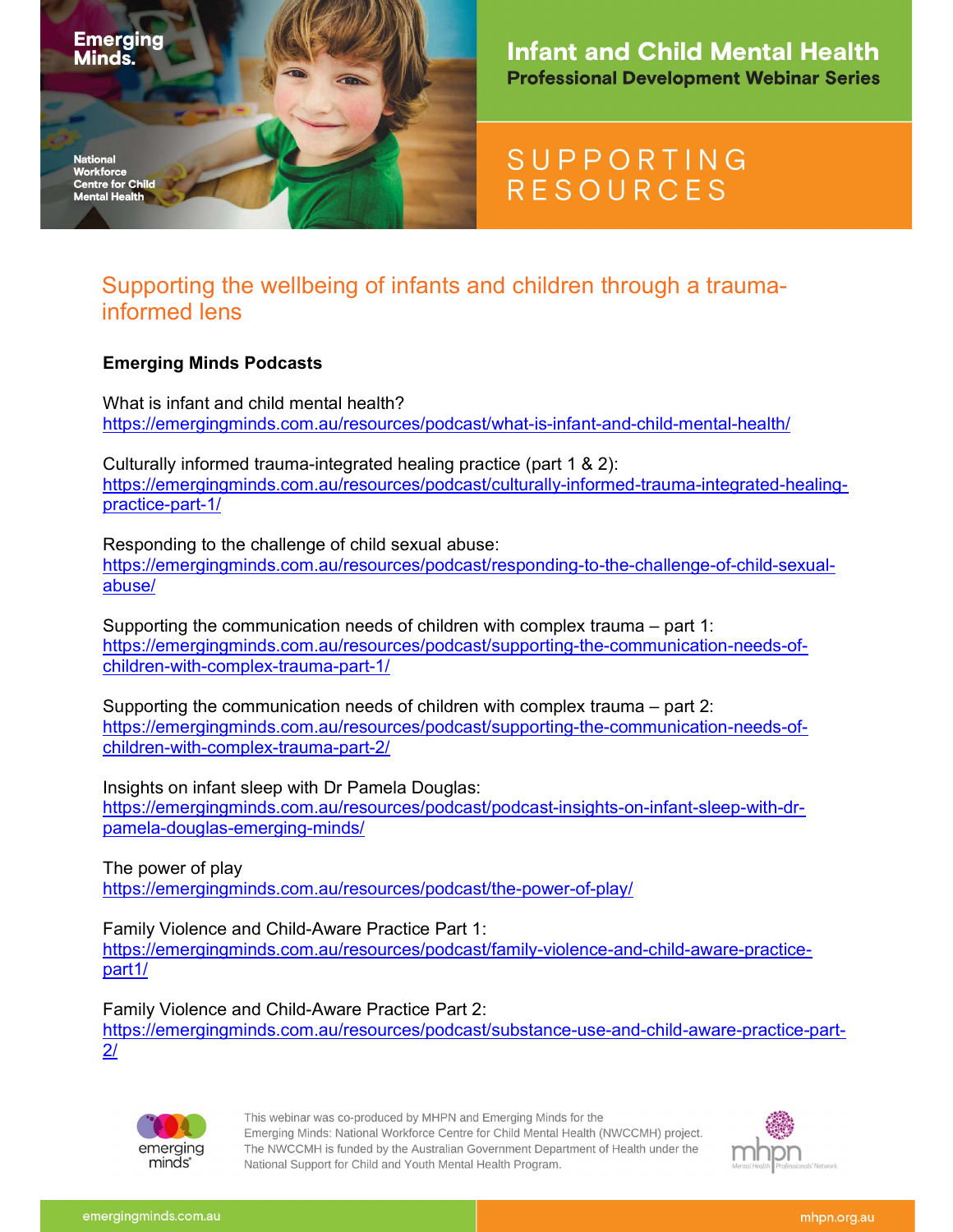# Infant and Child Mental Health

**Professional Development Webinar Series**

SUPPORTING RESOURCES

## Supporting the wellbeing of infants and children through a trauma-informed lens

### Emerging Minds Podcasts

What is infant and child mental health?
https://emergingminds.com.au/resources/podcast/what-is-infant-and-child-mental-health/

Culturally informed trauma-integrated healing practice (part 1 & 2):
https://emergingminds.com.au/resources/podcast/culturally-informed-trauma-integrated-healing-practice-part-1/

Responding to the challenge of child sexual abuse:
https://emergingminds.com.au/resources/podcast/responding-to-the-challenge-of-child-sexual-abuse/

Supporting the communication needs of children with complex trauma – part 1:
https://emergingminds.com.au/resources/podcast/supporting-the-communication-needs-of-children-with-complex-trauma-part-1/

Supporting the communication needs of children with complex trauma – part 2:
https://emergingminds.com.au/resources/podcast/supporting-the-communication-needs-of-children-with-complex-trauma-part-2/

Insights on infant sleep with Dr Pamela Douglas:
https://emergingminds.com.au/resources/podcast/podcast-insights-on-infant-sleep-with-dr-pamela-douglas-emerging-minds/

The power of play
https://emergingminds.com.au/resources/podcast/the-power-of-play/

Family Violence and Child-Aware Practice Part 1:
https://emergingminds.com.au/resources/podcast/family-violence-and-child-aware-practice-part1/

Family Violence and Child-Aware Practice Part 2:
https://emergingminds.com.au/resources/podcast/substance-use-and-child-aware-practice-part-2/

This webinar was co-produced by MHPN and Emerging Minds for the Emerging Minds: National Workforce Centre for Child Mental Health (NWCCMH) project. The NWCCMH is funded by the Australian Government Department of Health under the National Support for Child and Youth Mental Health Program.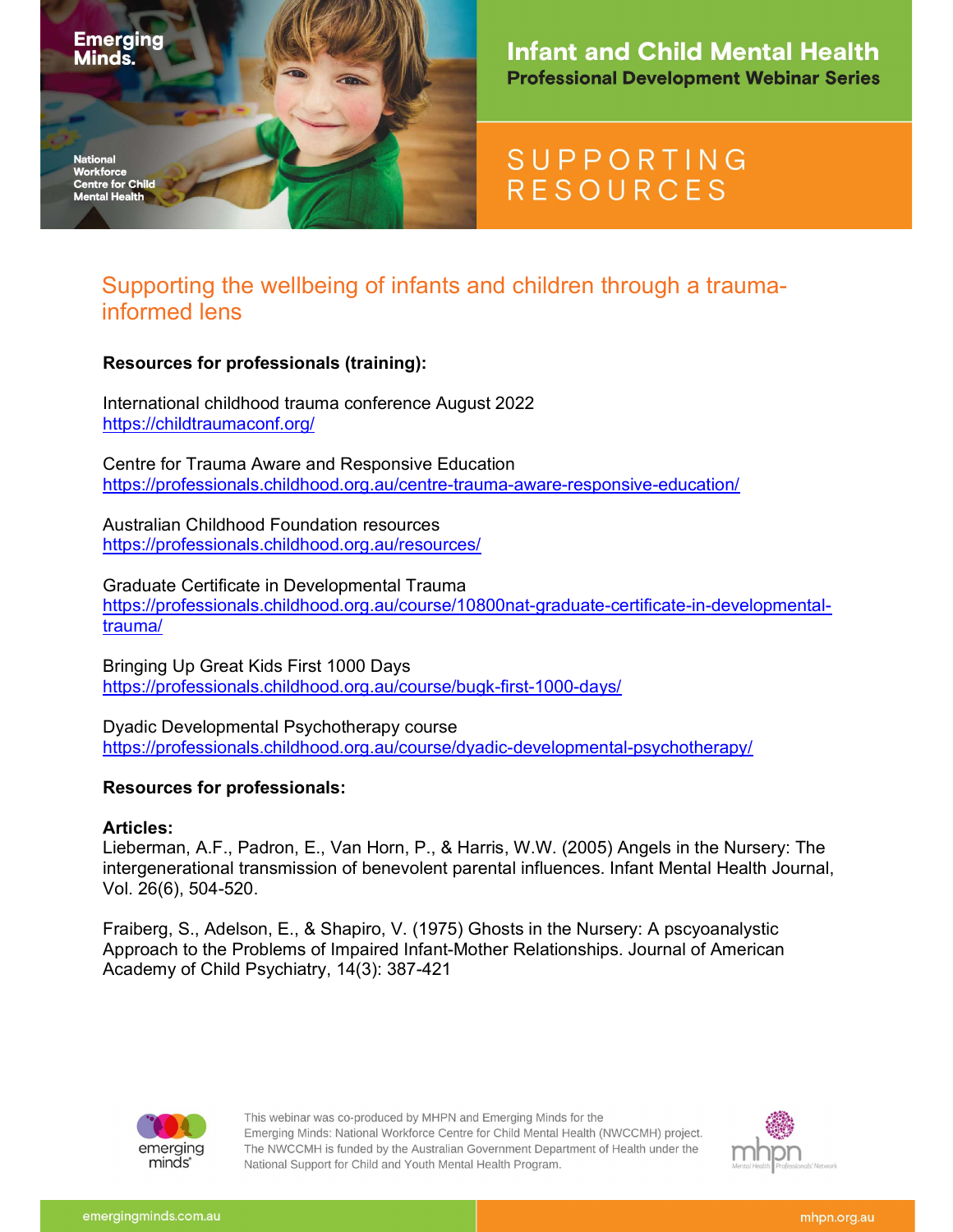## Supporting the wellbeing of infants and children through a trauma-informed lens

**Resources for professionals (training):**

International childhood trauma conference August 2022
https://childtraumaconf.org/

Centre for Trauma Aware and Responsive Education
https://professionals.childhood.org.au/centre-trauma-aware-responsive-education/

Australian Childhood Foundation resources
https://professionals.childhood.org.au/resources/

Graduate Certificate in Developmental Trauma
https://professionals.childhood.org.au/course/10800nat-graduate-certificate-in-developmental-trauma/

Bringing Up Great Kids First 1000 Days
https://professionals.childhood.org.au/course/bugk-first-1000-days/

Dyadic Developmental Psychotherapy course
https://professionals.childhood.org.au/course/dyadic-developmental-psychotherapy/

**Resources for professionals:**

**Articles:**
Lieberman, A.F., Padron, E., Van Horn, P., & Harris, W.W. (2005) Angels in the Nursery: The intergenerational transmission of benevolent parental influences. Infant Mental Health Journal, Vol. 26(6), 504-520.

Fraiberg, S., Adelson, E., & Shapiro, V. (1975) Ghosts in the Nursery: A pscyoanalystic Approach to the Problems of Impaired Infant-Mother Relationships. Journal of American Academy of Child Psychiatry, 14(3): 387-421

This webinar was co-produced by MHPN and Emerging Minds for the Emerging Minds: National Workforce Centre for Child Mental Health (NWCCMH) project. The NWCCMH is funded by the Australian Government Department of Health under the National Support for Child and Youth Mental Health Program.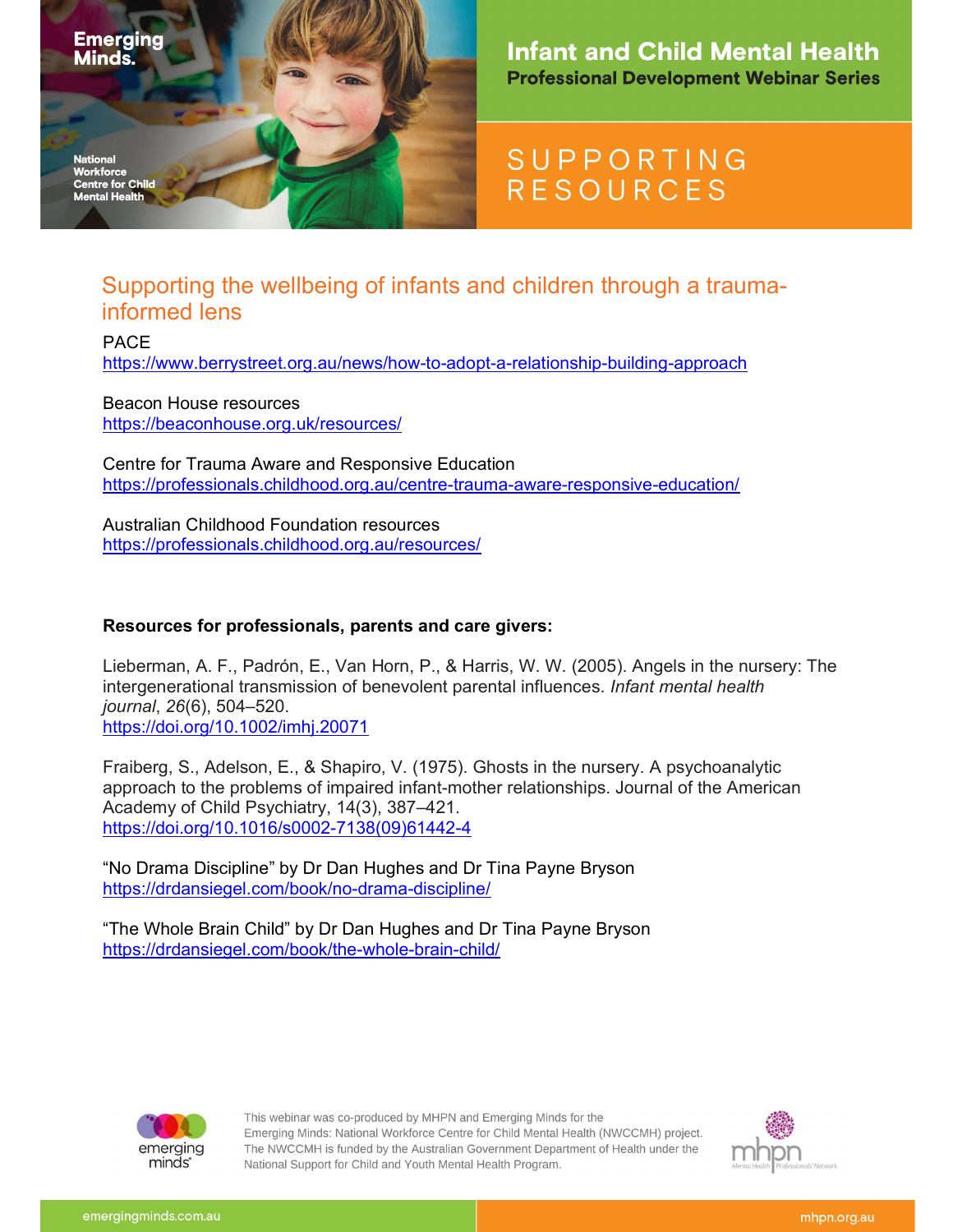# Infant and Child Mental Health

**Professional Development Webinar Series**

# SUPPORTING RESOURCES

## Supporting the wellbeing of infants and children through a trauma-informed lens

PACE
https://www.berrystreet.org.au/news/how-to-adopt-a-relationship-building-approach

Beacon House resources
https://beaconhouse.org.uk/resources/

Centre for Trauma Aware and Responsive Education
https://professionals.childhood.org.au/centre-trauma-aware-responsive-education/

Australian Childhood Foundation resources
https://professionals.childhood.org.au/resources/

**Resources for professionals, parents and care givers:**

Lieberman, A. F., Padrón, E., Van Horn, P., & Harris, W. W. (2005). Angels in the nursery: The intergenerational transmission of benevolent parental influences. *Infant mental health journal*, *26*(6), 504–520.
https://doi.org/10.1002/imhj.20071

Fraiberg, S., Adelson, E., & Shapiro, V. (1975). Ghosts in the nursery. A psychoanalytic approach to the problems of impaired infant-mother relationships. Journal of the American Academy of Child Psychiatry, 14(3), 387–421.
https://doi.org/10.1016/s0002-7138(09)61442-4

"No Drama Discipline" by Dr Dan Hughes and Dr Tina Payne Bryson
https://drdansiegel.com/book/no-drama-discipline/

"The Whole Brain Child" by Dr Dan Hughes and Dr Tina Payne Bryson
https://drdansiegel.com/book/the-whole-brain-child/

This webinar was co-produced by MHPN and Emerging Minds for the Emerging Minds: National Workforce Centre for Child Mental Health (NWCCMH) project. The NWCCMH is funded by the Australian Government Department of Health under the National Support for Child and Youth Mental Health Program.